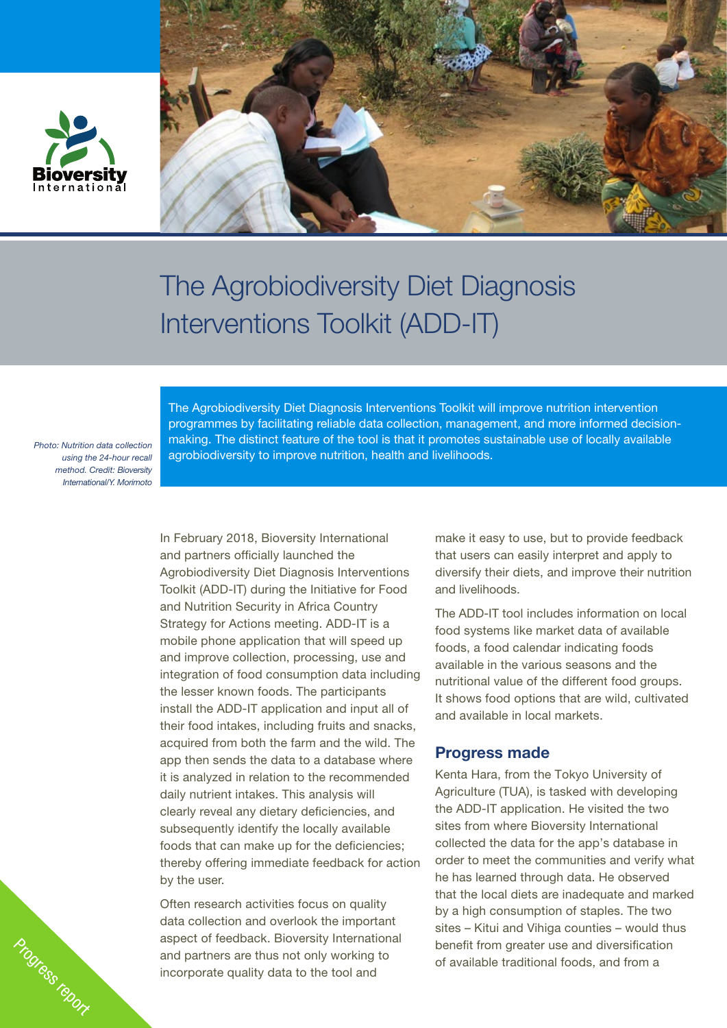Bioversity International

# The Agrobiodiversity Diet Diagnosis Interventions Toolkit (ADD-IT)

*Photo: Nutrition data collection using the 24-hour recall method. Credit: Bioversity International/Y. Morimoto*

The Agrobiodiversity Diet Diagnosis Interventions Toolkit will improve nutrition intervention programmes by facilitating reliable data collection, management, and more informed decision-making. The distinct feature of the tool is that it promotes sustainable use of locally available agrobiodiversity to improve nutrition, health and livelihoods.

In February 2018, Bioversity International and partners officially launched the Agrobiodiversity Diet Diagnosis Interventions Toolkit (ADD-IT) during the Initiative for Food and Nutrition Security in Africa Country Strategy for Actions meeting. ADD-IT is a mobile phone application that will speed up and improve collection, processing, use and integration of food consumption data including the lesser known foods. The participants install the ADD-IT application and input all of their food intakes, including fruits and snacks, acquired from both the farm and the wild. The app then sends the data to a database where it is analyzed in relation to the recommended daily nutrient intakes. This analysis will clearly reveal any dietary deficiencies, and subsequently identify the locally available foods that can make up for the deficiencies; thereby offering immediate feedback for action by the user.

Often research activities focus on quality data collection and overlook the important aspect of feedback. Bioversity International and partners are thus not only working to incorporate quality data to the tool and make it easy to use, but to provide feedback that users can easily interpret and apply to diversify their diets, and improve their nutrition and livelihoods.

The ADD-IT tool includes information on local food systems like market data of available foods, a food calendar indicating foods available in the various seasons and the nutritional value of the different food groups. It shows food options that are wild, cultivated and available in local markets.

## Progress made

Kenta Hara, from the Tokyo University of Agriculture (TUA), is tasked with developing the ADD-IT application. He visited the two sites from where Bioversity International collected the data for the app's database in order to meet the communities and verify what he has learned through data. He observed that the local diets are inadequate and marked by a high consumption of staples. The two sites – Kitui and Vihiga counties – would thus benefit from greater use and diversification of available traditional foods, and from a

Progress report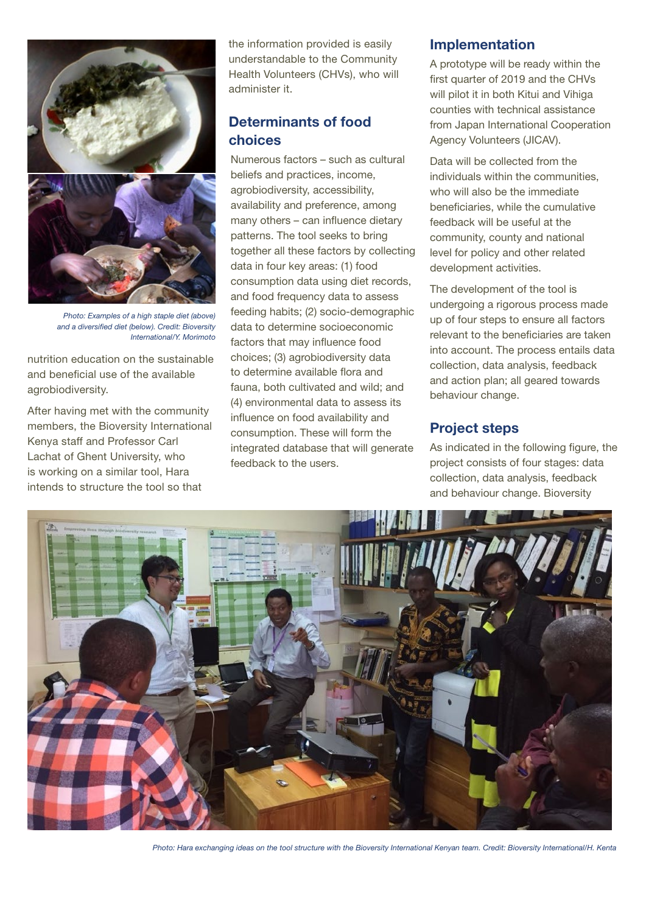*Photo: Examples of a high staple diet (above) and a diversified diet (below). Credit: Bioversity International/Y. Morimoto*

nutrition education on the sustainable and beneficial use of the available agrobiodiversity.

After having met with the community members, the Bioversity International Kenya staff and Professor Carl Lachat of Ghent University, who is working on a similar tool, Hara intends to structure the tool so that the information provided is easily understandable to the Community Health Volunteers (CHVs), who will administer it.

## Determinants of food choices

Numerous factors – such as cultural beliefs and practices, income, agrobiodiversity, accessibility, availability and preference, among many others – can influence dietary patterns. The tool seeks to bring together all these factors by collecting data in four key areas: (1) food consumption data using diet records, and food frequency data to assess feeding habits; (2) socio-demographic data to determine socioeconomic factors that may influence food choices; (3) agrobiodiversity data to determine available flora and fauna, both cultivated and wild; and (4) environmental data to assess its influence on food availability and consumption. These will form the integrated database that will generate feedback to the users.

## Implementation

A prototype will be ready within the first quarter of 2019 and the CHVs will pilot it in both Kitui and Vihiga counties with technical assistance from Japan International Cooperation Agency Volunteers (JICAV).

Data will be collected from the individuals within the communities, who will also be the immediate beneficiaries, while the cumulative feedback will be useful at the community, county and national level for policy and other related development activities.

The development of the tool is undergoing a rigorous process made up of four steps to ensure all factors relevant to the beneficiaries are taken into account. The process entails data collection, data analysis, feedback and action plan; all geared towards behaviour change.

## Project steps

As indicated in the following figure, the project consists of four stages: data collection, data analysis, feedback and behaviour change. Bioversity

*Photo: Hara exchanging ideas on the tool structure with the Bioversity International Kenyan team. Credit: Bioversity International/H. Kenta*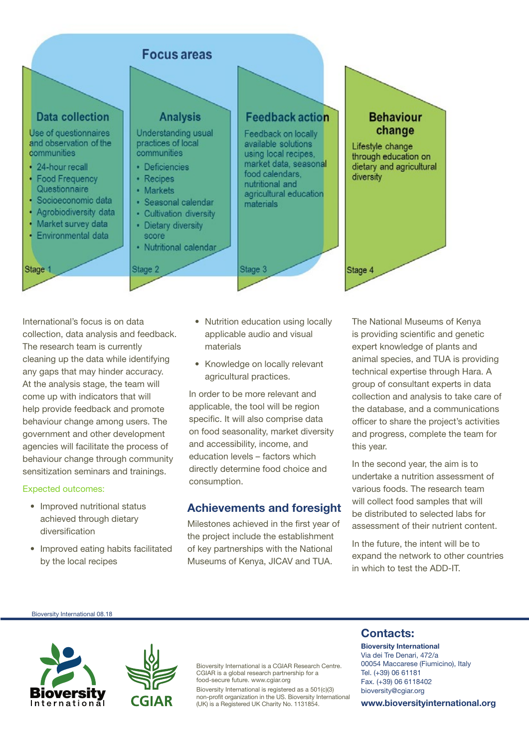## Focus areas

### Data collection

Use of questionnaires and observation of the communities

- 24-hour recall
- Food Frequency Questionnaire
- Socioeconomic data
- Agrobiodiversity data
- Market survey data
- Environmental data

Stage 1

### Analysis

Understanding usual practices of local communities

- Deficiencies
- Recipes
- Markets
- Seasonal calendar
- Cultivation diversity
- Dietary diversity score
- Nutritional calendar

Stage 2

### Feedback action

Feedback on locally available solutions using local recipes, market data, seasonal food calendars, nutritional and agricultural education materials

Stage 3

### Behaviour change

Lifestyle change through education on dietary and agricultural diversity

Stage 4

International's focus is on data collection, data analysis and feedback. The research team is currently cleaning up the data while identifying any gaps that may hinder accuracy. At the analysis stage, the team will come up with indicators that will help provide feedback and promote behaviour change among users. The government and other development agencies will facilitate the process of behaviour change through community sensitization seminars and trainings.

Expected outcomes:

- Improved nutritional status achieved through dietary diversification
- Improved eating habits facilitated by the local recipes
- Nutrition education using locally applicable audio and visual materials
- Knowledge on locally relevant agricultural practices.

In order to be more relevant and applicable, the tool will be region specific. It will also comprise data on food seasonality, market diversity and accessibility, income, and education levels – factors which directly determine food choice and consumption.

## Achievements and foresight

Milestones achieved in the first year of the project include the establishment of key partnerships with the National Museums of Kenya, JICAV and TUA.

The National Museums of Kenya is providing scientific and genetic expert knowledge of plants and animal species, and TUA is providing technical expertise through Hara. A group of consultant experts in data collection and analysis to take care of the database, and a communications officer to share the project's activities and progress, complete the team for this year.

In the second year, the aim is to undertake a nutrition assessment of various foods. The research team will collect food samples that will be distributed to selected labs for assessment of their nutrient content.

In the future, the intent will be to expand the network to other countries in which to test the ADD-IT.

Bioversity International 08.18

Bioversity International is a CGIAR Research Centre. CGIAR is a global research partnership for a food-secure future. www.cgiar.org

Bioversity International is registered as a 501(c)(3) non-profit organization in the US. Bioversity International (UK) is a Registered UK Charity No. 1131854.

## Contacts:

**Bioversity International**
Via dei Tre Denari, 472/a
00054 Maccarese (Fiumicino), Italy
Tel. (+39) 06 61181
Fax. (+39) 06 6118402
bioversity@cgiar.org

**www.bioversityinternational.org**